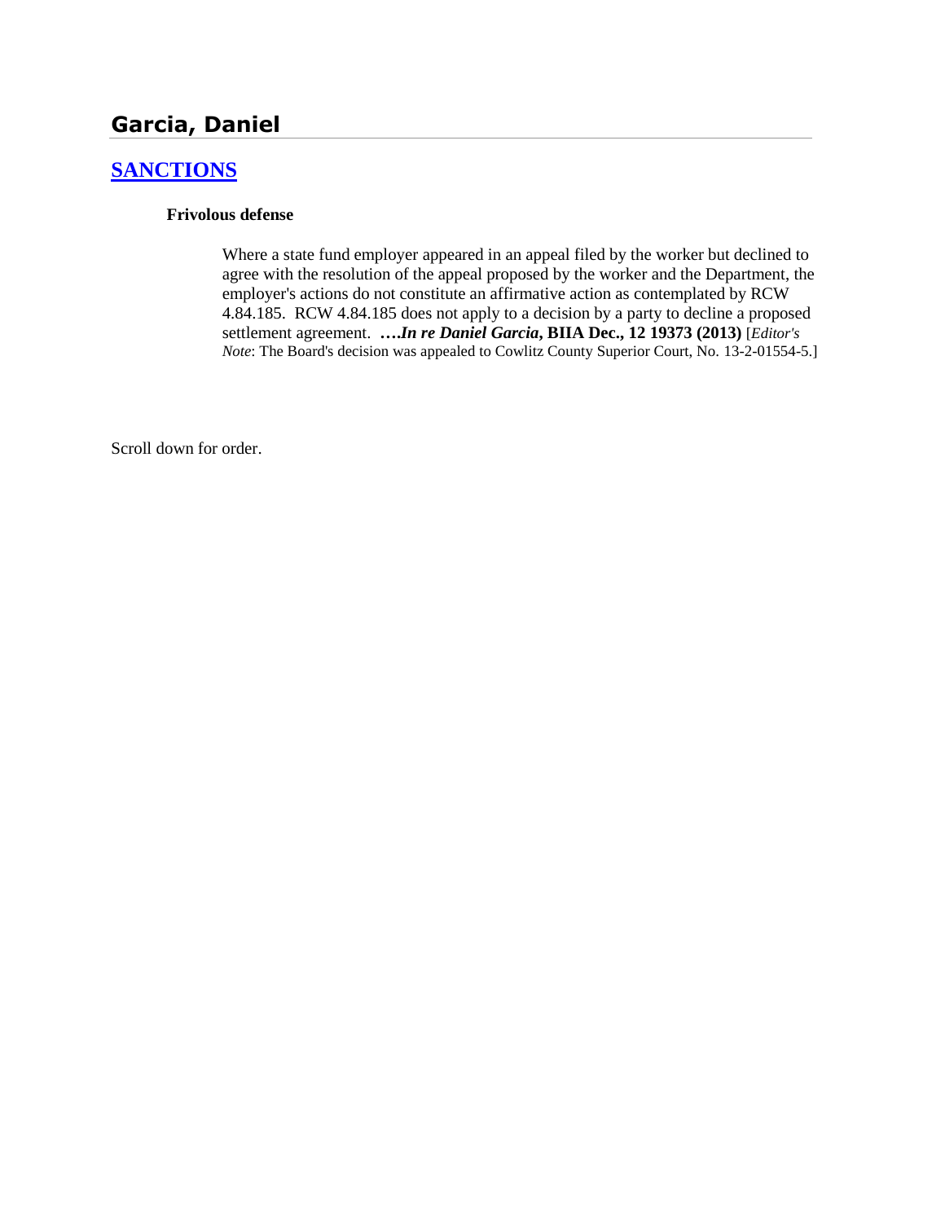# Garcia, Daniel

## SANCTIONS

**Frivolous defense**

Where a state fund employer appeared in an appeal filed by the worker but declined to agree with the resolution of the appeal proposed by the worker and the Department, the employer's actions do not constitute an affirmative action as contemplated by RCW 4.84.185. RCW 4.84.185 does not apply to a decision by a party to decline a proposed settlement agreement. ***….In re Daniel Garcia*, BIIA Dec., 12 19373 (2013)** [*Editor's Note*: The Board's decision was appealed to Cowlitz County Superior Court, No. 13-2-01554-5.]

Scroll down for order.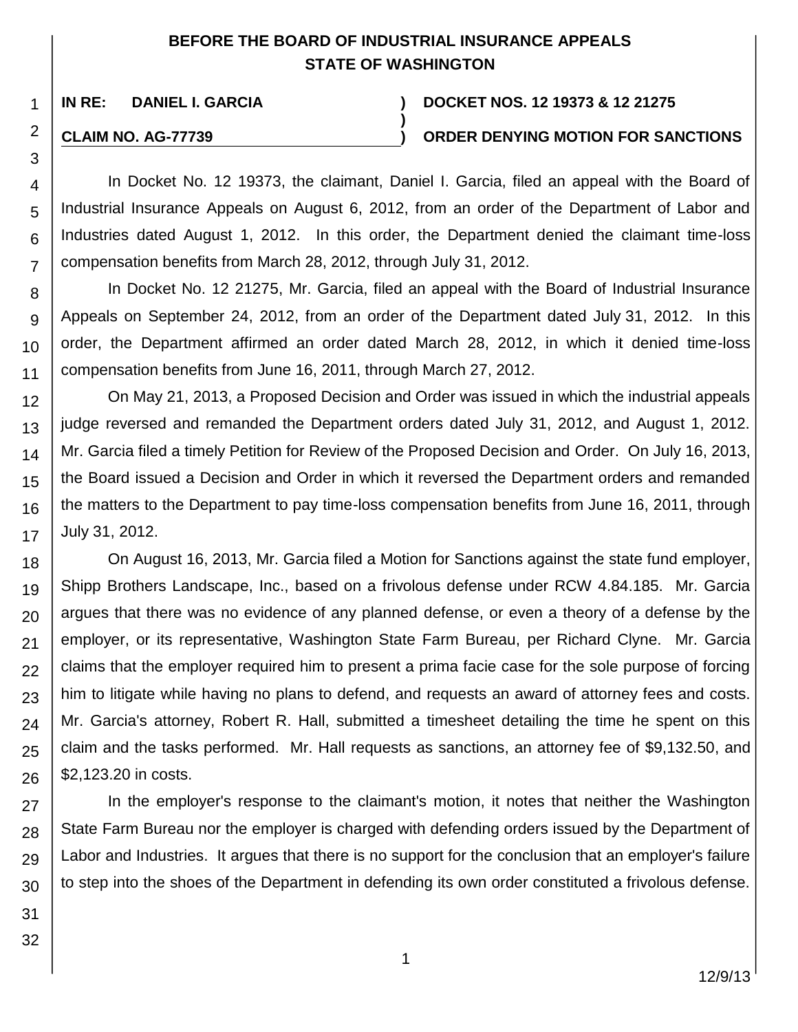**BEFORE THE BOARD OF INDUSTRIAL INSURANCE APPEALS**
**STATE OF WASHINGTON**

| | |
|---|---|
| **IN RE: DANIEL I. GARCIA** | **) DOCKET NOS. 12 19373 & 12 21275** |
| | **)** |
| **CLAIM NO. AG-77739** | **) ORDER DENYING MOTION FOR SANCTIONS** |

In Docket No. 12 19373, the claimant, Daniel I. Garcia, filed an appeal with the Board of Industrial Insurance Appeals on August 6, 2012, from an order of the Department of Labor and Industries dated August 1, 2012. In this order, the Department denied the claimant time-loss compensation benefits from March 28, 2012, through July 31, 2012.

In Docket No. 12 21275, Mr. Garcia, filed an appeal with the Board of Industrial Insurance Appeals on September 24, 2012, from an order of the Department dated July 31, 2012. In this order, the Department affirmed an order dated March 28, 2012, in which it denied time-loss compensation benefits from June 16, 2011, through March 27, 2012.

On May 21, 2013, a Proposed Decision and Order was issued in which the industrial appeals judge reversed and remanded the Department orders dated July 31, 2012, and August 1, 2012. Mr. Garcia filed a timely Petition for Review of the Proposed Decision and Order. On July 16, 2013, the Board issued a Decision and Order in which it reversed the Department orders and remanded the matters to the Department to pay time-loss compensation benefits from June 16, 2011, through July 31, 2012.

On August 16, 2013, Mr. Garcia filed a Motion for Sanctions against the state fund employer, Shipp Brothers Landscape, Inc., based on a frivolous defense under RCW 4.84.185. Mr. Garcia argues that there was no evidence of any planned defense, or even a theory of a defense by the employer, or its representative, Washington State Farm Bureau, per Richard Clyne. Mr. Garcia claims that the employer required him to present a prima facie case for the sole purpose of forcing him to litigate while having no plans to defend, and requests an award of attorney fees and costs. Mr. Garcia's attorney, Robert R. Hall, submitted a timesheet detailing the time he spent on this claim and the tasks performed. Mr. Hall requests as sanctions, an attorney fee of $9,132.50, and $2,123.20 in costs.

In the employer's response to the claimant's motion, it notes that neither the Washington State Farm Bureau nor the employer is charged with defending orders issued by the Department of Labor and Industries. It argues that there is no support for the conclusion that an employer's failure to step into the shoes of the Department in defending its own order constituted a frivolous defense.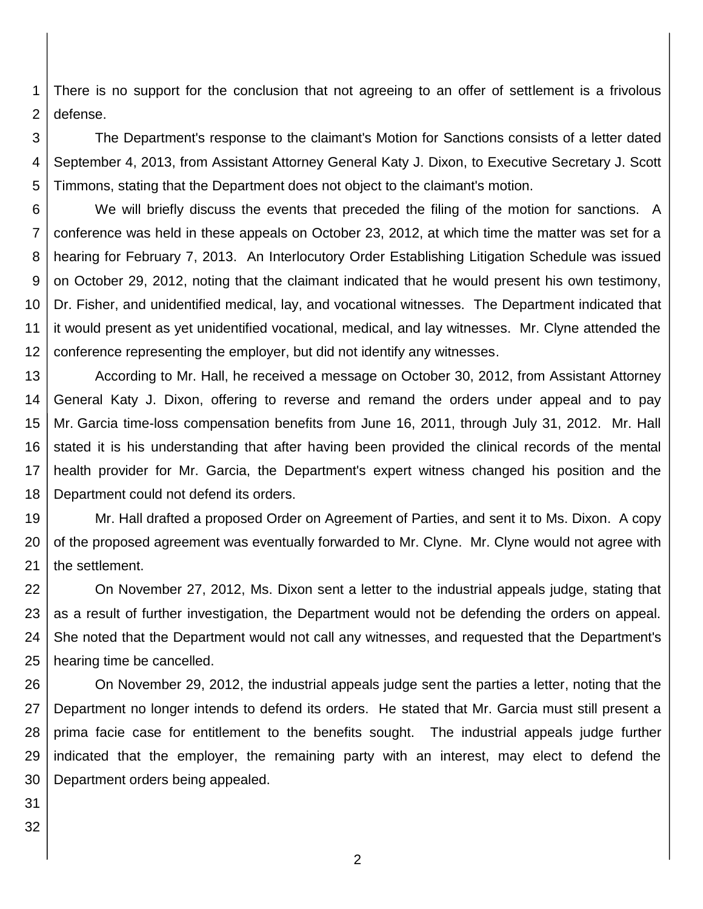There is no support for the conclusion that not agreeing to an offer of settlement is a frivolous defense.

The Department's response to the claimant's Motion for Sanctions consists of a letter dated September 4, 2013, from Assistant Attorney General Katy J. Dixon, to Executive Secretary J. Scott Timmons, stating that the Department does not object to the claimant's motion.

We will briefly discuss the events that preceded the filing of the motion for sanctions. A conference was held in these appeals on October 23, 2012, at which time the matter was set for a hearing for February 7, 2013. An Interlocutory Order Establishing Litigation Schedule was issued on October 29, 2012, noting that the claimant indicated that he would present his own testimony, Dr. Fisher, and unidentified medical, lay, and vocational witnesses. The Department indicated that it would present as yet unidentified vocational, medical, and lay witnesses. Mr. Clyne attended the conference representing the employer, but did not identify any witnesses.

According to Mr. Hall, he received a message on October 30, 2012, from Assistant Attorney General Katy J. Dixon, offering to reverse and remand the orders under appeal and to pay Mr. Garcia time-loss compensation benefits from June 16, 2011, through July 31, 2012. Mr. Hall stated it is his understanding that after having been provided the clinical records of the mental health provider for Mr. Garcia, the Department's expert witness changed his position and the Department could not defend its orders.

Mr. Hall drafted a proposed Order on Agreement of Parties, and sent it to Ms. Dixon. A copy of the proposed agreement was eventually forwarded to Mr. Clyne. Mr. Clyne would not agree with the settlement.

On November 27, 2012, Ms. Dixon sent a letter to the industrial appeals judge, stating that as a result of further investigation, the Department would not be defending the orders on appeal. She noted that the Department would not call any witnesses, and requested that the Department's hearing time be cancelled.

On November 29, 2012, the industrial appeals judge sent the parties a letter, noting that the Department no longer intends to defend its orders. He stated that Mr. Garcia must still present a prima facie case for entitlement to the benefits sought. The industrial appeals judge further indicated that the employer, the remaining party with an interest, may elect to defend the Department orders being appealed.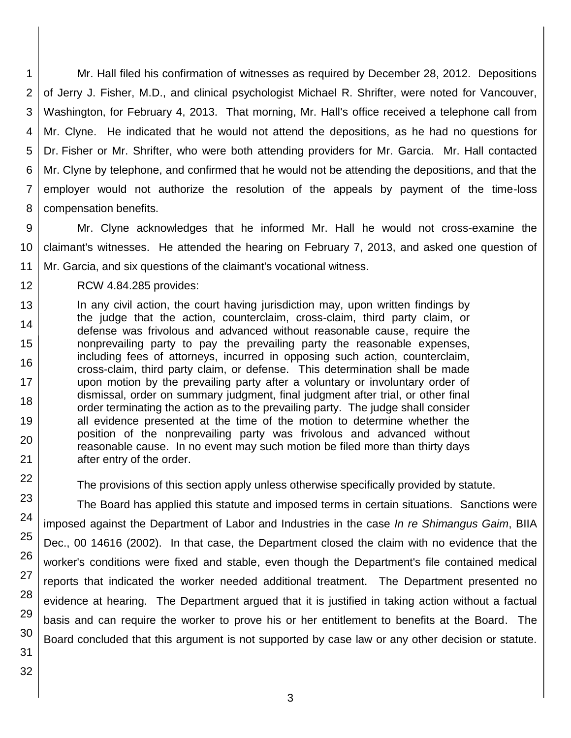Mr. Hall filed his confirmation of witnesses as required by December 28, 2012. Depositions of Jerry J. Fisher, M.D., and clinical psychologist Michael R. Shrifter, were noted for Vancouver, Washington, for February 4, 2013. That morning, Mr. Hall's office received a telephone call from Mr. Clyne. He indicated that he would not attend the depositions, as he had no questions for Dr. Fisher or Mr. Shrifter, who were both attending providers for Mr. Garcia. Mr. Hall contacted Mr. Clyne by telephone, and confirmed that he would not be attending the depositions, and that the employer would not authorize the resolution of the appeals by payment of the time-loss compensation benefits.

Mr. Clyne acknowledges that he informed Mr. Hall he would not cross-examine the claimant's witnesses. He attended the hearing on February 7, 2013, and asked one question of Mr. Garcia, and six questions of the claimant's vocational witness.

RCW 4.84.285 provides:

> In any civil action, the court having jurisdiction may, upon written findings by the judge that the action, counterclaim, cross-claim, third party claim, or defense was frivolous and advanced without reasonable cause, require the nonprevailing party to pay the prevailing party the reasonable expenses, including fees of attorneys, incurred in opposing such action, counterclaim, cross-claim, third party claim, or defense. This determination shall be made upon motion by the prevailing party after a voluntary or involuntary order of dismissal, order on summary judgment, final judgment after trial, or other final order terminating the action as to the prevailing party. The judge shall consider all evidence presented at the time of the motion to determine whether the position of the nonprevailing party was frivolous and advanced without reasonable cause. In no event may such motion be filed more than thirty days after entry of the order.

The provisions of this section apply unless otherwise specifically provided by statute.

The Board has applied this statute and imposed terms in certain situations. Sanctions were imposed against the Department of Labor and Industries in the case *In re Shimangus Gaim*, BIIA Dec., 00 14616 (2002). In that case, the Department closed the claim with no evidence that the worker's conditions were fixed and stable, even though the Department's file contained medical reports that indicated the worker needed additional treatment. The Department presented no evidence at hearing. The Department argued that it is justified in taking action without a factual basis and can require the worker to prove his or her entitlement to benefits at the Board. The Board concluded that this argument is not supported by case law or any other decision or statute.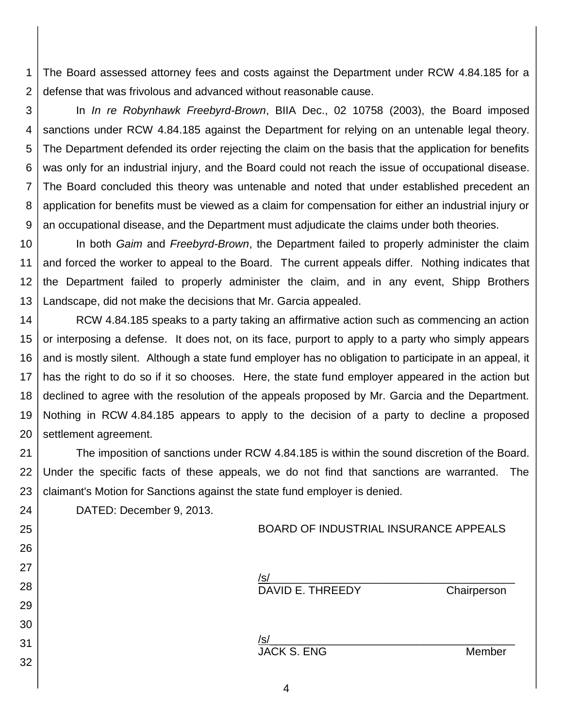The Board assessed attorney fees and costs against the Department under RCW 4.84.185 for a defense that was frivolous and advanced without reasonable cause.

In *In re Robynhawk Freebyrd-Brown*, BIIA Dec., 02 10758 (2003), the Board imposed sanctions under RCW 4.84.185 against the Department for relying on an untenable legal theory. The Department defended its order rejecting the claim on the basis that the application for benefits was only for an industrial injury, and the Board could not reach the issue of occupational disease. The Board concluded this theory was untenable and noted that under established precedent an application for benefits must be viewed as a claim for compensation for either an industrial injury or an occupational disease, and the Department must adjudicate the claims under both theories.

In both *Gaim* and *Freebyrd-Brown*, the Department failed to properly administer the claim and forced the worker to appeal to the Board. The current appeals differ. Nothing indicates that the Department failed to properly administer the claim, and in any event, Shipp Brothers Landscape, did not make the decisions that Mr. Garcia appealed.

RCW 4.84.185 speaks to a party taking an affirmative action such as commencing an action or interposing a defense. It does not, on its face, purport to apply to a party who simply appears and is mostly silent. Although a state fund employer has no obligation to participate in an appeal, it has the right to do so if it so chooses. Here, the state fund employer appeared in the action but declined to agree with the resolution of the appeals proposed by Mr. Garcia and the Department. Nothing in RCW 4.84.185 appears to apply to the decision of a party to decline a proposed settlement agreement.

The imposition of sanctions under RCW 4.84.185 is within the sound discretion of the Board. Under the specific facts of these appeals, we do not find that sanctions are warranted. The claimant's Motion for Sanctions against the state fund employer is denied.

DATED: December 9, 2013.

BOARD OF INDUSTRIAL INSURANCE APPEALS

/s/
DAVID E. THREEDY Chairperson

/s/
JACK S. ENG Member